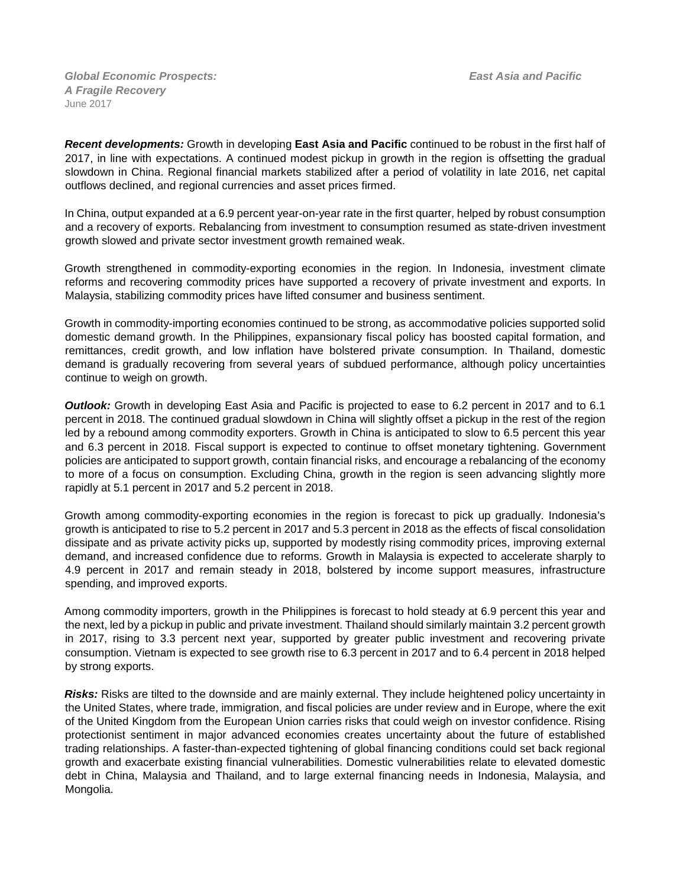***Global Economic Prospects: A Fragile Recovery***
June 2017

***East Asia and Pacific***

***Recent developments:*** Growth in developing **East Asia and Pacific** continued to be robust in the first half of 2017, in line with expectations. A continued modest pickup in growth in the region is offsetting the gradual slowdown in China. Regional financial markets stabilized after a period of volatility in late 2016, net capital outflows declined, and regional currencies and asset prices firmed.

In China, output expanded at a 6.9 percent year-on-year rate in the first quarter, helped by robust consumption and a recovery of exports. Rebalancing from investment to consumption resumed as state-driven investment growth slowed and private sector investment growth remained weak.

Growth strengthened in commodity-exporting economies in the region. In Indonesia, investment climate reforms and recovering commodity prices have supported a recovery of private investment and exports. In Malaysia, stabilizing commodity prices have lifted consumer and business sentiment.

Growth in commodity-importing economies continued to be strong, as accommodative policies supported solid domestic demand growth. In the Philippines, expansionary fiscal policy has boosted capital formation, and remittances, credit growth, and low inflation have bolstered private consumption. In Thailand, domestic demand is gradually recovering from several years of subdued performance, although policy uncertainties continue to weigh on growth.

***Outlook:*** Growth in developing East Asia and Pacific is projected to ease to 6.2 percent in 2017 and to 6.1 percent in 2018. The continued gradual slowdown in China will slightly offset a pickup in the rest of the region led by a rebound among commodity exporters. Growth in China is anticipated to slow to 6.5 percent this year and 6.3 percent in 2018. Fiscal support is expected to continue to offset monetary tightening. Government policies are anticipated to support growth, contain financial risks, and encourage a rebalancing of the economy to more of a focus on consumption. Excluding China, growth in the region is seen advancing slightly more rapidly at 5.1 percent in 2017 and 5.2 percent in 2018.

Growth among commodity-exporting economies in the region is forecast to pick up gradually. Indonesia's growth is anticipated to rise to 5.2 percent in 2017 and 5.3 percent in 2018 as the effects of fiscal consolidation dissipate and as private activity picks up, supported by modestly rising commodity prices, improving external demand, and increased confidence due to reforms. Growth in Malaysia is expected to accelerate sharply to 4.9 percent in 2017 and remain steady in 2018, bolstered by income support measures, infrastructure spending, and improved exports.

Among commodity importers, growth in the Philippines is forecast to hold steady at 6.9 percent this year and the next, led by a pickup in public and private investment. Thailand should similarly maintain 3.2 percent growth in 2017, rising to 3.3 percent next year, supported by greater public investment and recovering private consumption. Vietnam is expected to see growth rise to 6.3 percent in 2017 and to 6.4 percent in 2018 helped by strong exports.

***Risks:*** Risks are tilted to the downside and are mainly external. They include heightened policy uncertainty in the United States, where trade, immigration, and fiscal policies are under review and in Europe, where the exit of the United Kingdom from the European Union carries risks that could weigh on investor confidence. Rising protectionist sentiment in major advanced economies creates uncertainty about the future of established trading relationships. A faster-than-expected tightening of global financing conditions could set back regional growth and exacerbate existing financial vulnerabilities. Domestic vulnerabilities relate to elevated domestic debt in China, Malaysia and Thailand, and to large external financing needs in Indonesia, Malaysia, and Mongolia.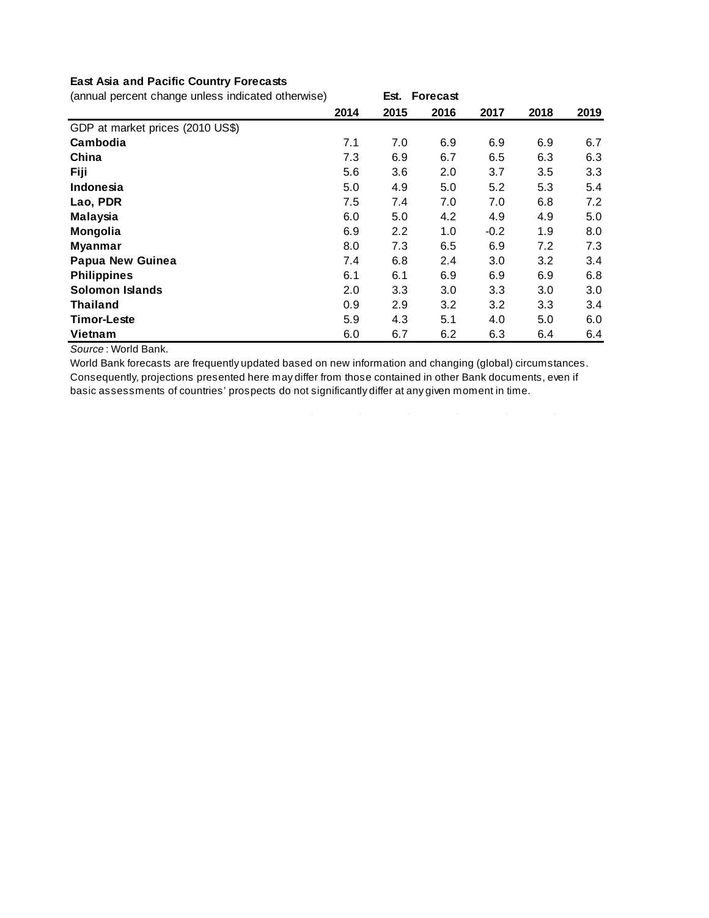**East Asia and Pacific Country Forecasts**

(annual percent change unless indicated otherwise)

| | 2014 | Est. 2015 | Forecast 2016 | 2017 | 2018 | 2019 |
|---|---|---|---|---|---|---|
| GDP at market prices (2010 US$) | | | | | | |
| **Cambodia** | 7.1 | 7.0 | 6.9 | 6.9 | 6.9 | 6.7 |
| **China** | 7.3 | 6.9 | 6.7 | 6.5 | 6.3 | 6.3 |
| **Fiji** | 5.6 | 3.6 | 2.0 | 3.7 | 3.5 | 3.3 |
| **Indonesia** | 5.0 | 4.9 | 5.0 | 5.2 | 5.3 | 5.4 |
| **Lao, PDR** | 7.5 | 7.4 | 7.0 | 7.0 | 6.8 | 7.2 |
| **Malaysia** | 6.0 | 5.0 | 4.2 | 4.9 | 4.9 | 5.0 |
| **Mongolia** | 6.9 | 2.2 | 1.0 | -0.2 | 1.9 | 8.0 |
| **Myanmar** | 8.0 | 7.3 | 6.5 | 6.9 | 7.2 | 7.3 |
| **Papua New Guinea** | 7.4 | 6.8 | 2.4 | 3.0 | 3.2 | 3.4 |
| **Philippines** | 6.1 | 6.1 | 6.9 | 6.9 | 6.9 | 6.8 |
| **Solomon Islands** | 2.0 | 3.3 | 3.0 | 3.3 | 3.0 | 3.0 |
| **Thailand** | 0.9 | 2.9 | 3.2 | 3.2 | 3.3 | 3.4 |
| **Timor-Leste** | 5.9 | 4.3 | 5.1 | 4.0 | 5.0 | 6.0 |
| **Vietnam** | 6.0 | 6.7 | 6.2 | 6.3 | 6.4 | 6.4 |

*Source* : World Bank.

World Bank forecasts are frequently updated based on new information and changing (global) circumstances. Consequently, projections presented here may differ from those contained in other Bank documents, even if basic assessments of countries' prospects do not significantly differ at any given moment in time.